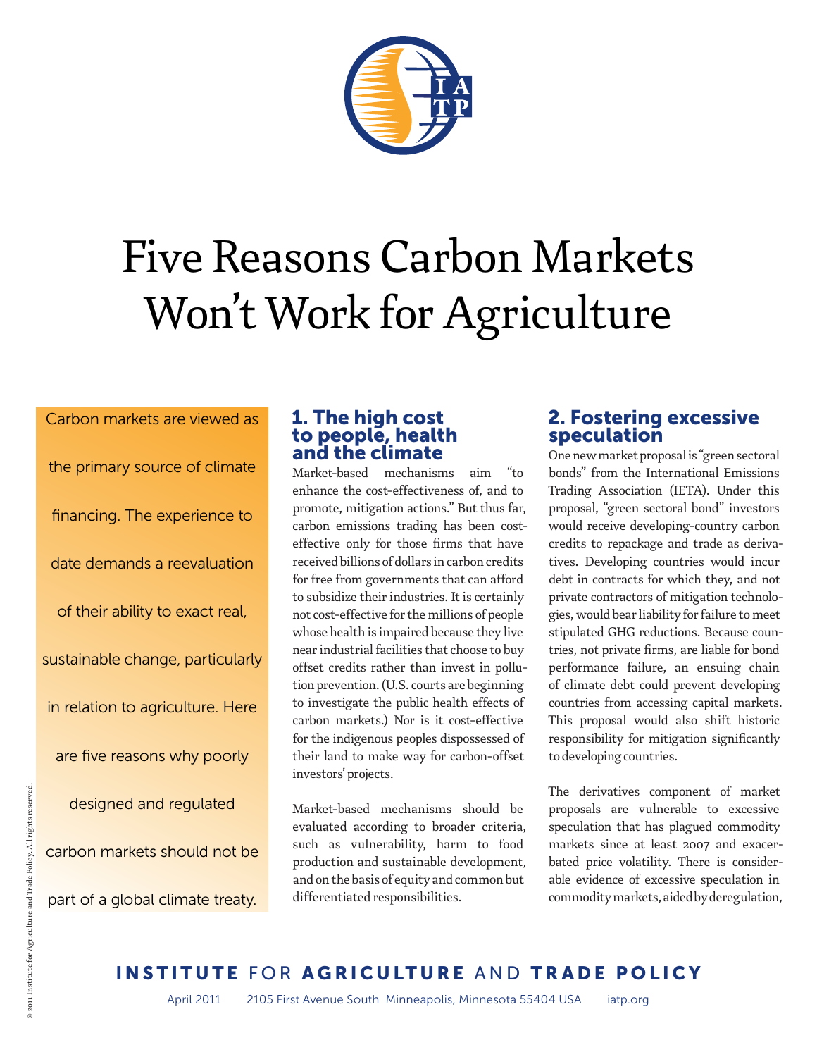# Five Reasons Carbon Markets Won't Work for Agriculture

Carbon markets are viewed as the primary source of climate financing. The experience to date demands a reevaluation of their ability to exact real, sustainable change, particularly in relation to agriculture. Here are five reasons why poorly designed and regulated carbon markets should not be part of a global climate treaty.

## 1. The high cost to people, health and the climate

Market-based mechanisms aim "to enhance the cost-effectiveness of, and to promote, mitigation actions." But thus far, carbon emissions trading has been cost-effective only for those firms that have received billions of dollars in carbon credits for free from governments that can afford to subsidize their industries. It is certainly not cost-effective for the millions of people whose health is impaired because they live near industrial facilities that choose to buy offset credits rather than invest in pollution prevention. (U.S. courts are beginning to investigate the public health effects of carbon markets.) Nor is it cost-effective for the indigenous peoples dispossessed of their land to make way for carbon-offset investors' projects.

Market-based mechanisms should be evaluated according to broader criteria, such as vulnerability, harm to food production and sustainable development, and on the basis of equity and common but differentiated responsibilities.

## 2. Fostering excessive speculation

One new market proposal is "green sectoral bonds" from the International Emissions Trading Association (IETA). Under this proposal, "green sectoral bond" investors would receive developing-country carbon credits to repackage and trade as derivatives. Developing countries would incur debt in contracts for which they, and not private contractors of mitigation technologies, would bear liability for failure to meet stipulated GHG reductions. Because countries, not private firms, are liable for bond performance failure, an ensuing chain of climate debt could prevent developing countries from accessing capital markets. This proposal would also shift historic responsibility for mitigation significantly to developing countries.

The derivatives component of market proposals are vulnerable to excessive speculation that has plagued commodity markets since at least 2007 and exacerbated price volatility. There is considerable evidence of excessive speculation in commodity markets, aided by deregulation,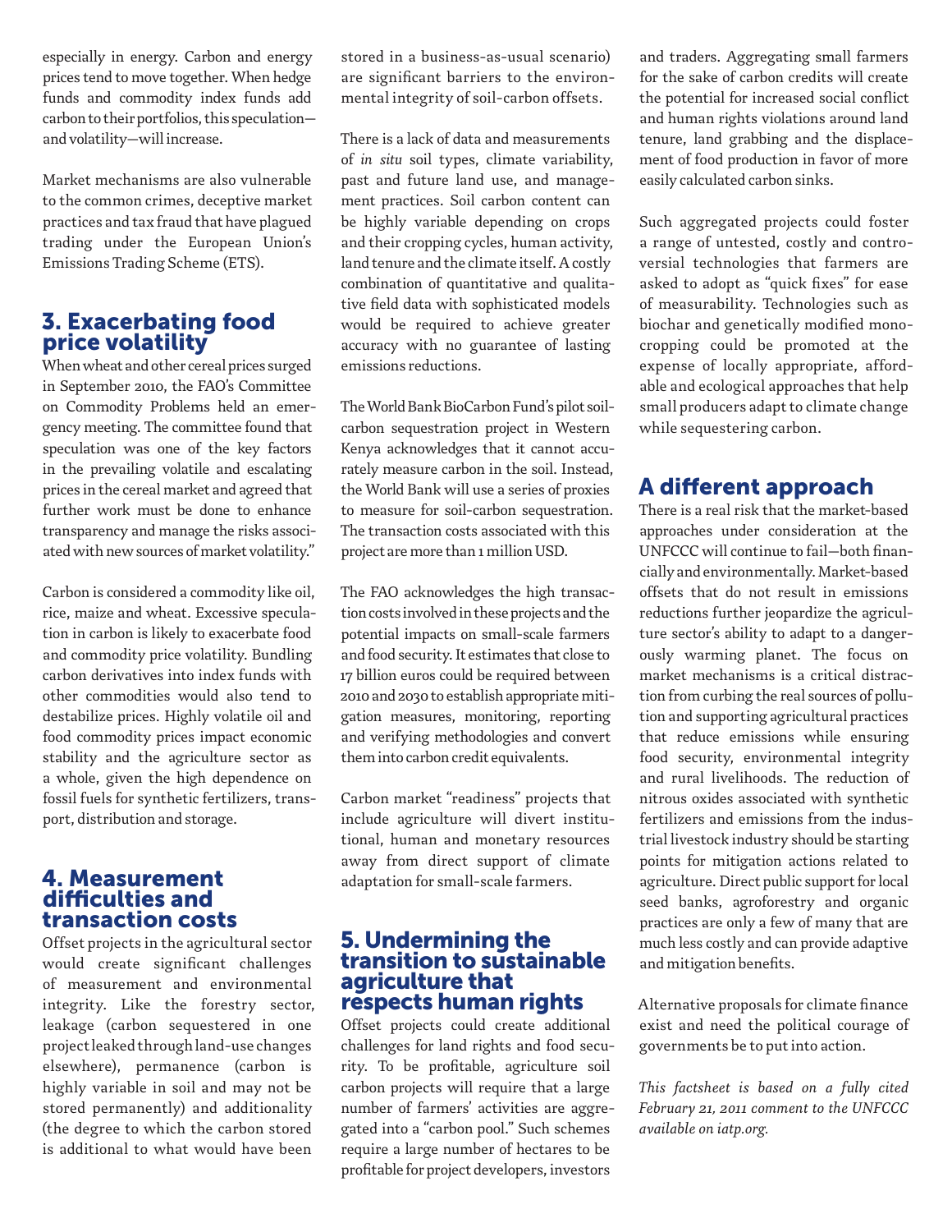especially in energy. Carbon and energy prices tend to move together. When hedge funds and commodity index funds add carbon to their portfolios, this speculation—and volatility—will increase.

Market mechanisms are also vulnerable to the common crimes, deceptive market practices and tax fraud that have plagued trading under the European Union's Emissions Trading Scheme (ETS).

## 3. Exacerbating food price volatility

When wheat and other cereal prices surged in September 2010, the FAO's Committee on Commodity Problems held an emergency meeting. The committee found that speculation was one of the key factors in the prevailing volatile and escalating prices in the cereal market and agreed that further work must be done to enhance transparency and manage the risks associated with new sources of market volatility."

Carbon is considered a commodity like oil, rice, maize and wheat. Excessive speculation in carbon is likely to exacerbate food and commodity price volatility. Bundling carbon derivatives into index funds with other commodities would also tend to destabilize prices. Highly volatile oil and food commodity prices impact economic stability and the agriculture sector as a whole, given the high dependence on fossil fuels for synthetic fertilizers, transport, distribution and storage.

## 4. Measurement difficulties and transaction costs

Offset projects in the agricultural sector would create significant challenges of measurement and environmental integrity. Like the forestry sector, leakage (carbon sequestered in one project leaked through land-use changes elsewhere), permanence (carbon is highly variable in soil and may not be stored permanently) and additionality (the degree to which the carbon stored is additional to what would have been stored in a business-as-usual scenario) are significant barriers to the environmental integrity of soil-carbon offsets.

There is a lack of data and measurements of *in situ* soil types, climate variability, past and future land use, and management practices. Soil carbon content can be highly variable depending on crops and their cropping cycles, human activity, land tenure and the climate itself. A costly combination of quantitative and qualitative field data with sophisticated models would be required to achieve greater accuracy with no guarantee of lasting emissions reductions.

The World Bank BioCarbon Fund's pilot soil-carbon sequestration project in Western Kenya acknowledges that it cannot accurately measure carbon in the soil. Instead, the World Bank will use a series of proxies to measure for soil-carbon sequestration. The transaction costs associated with this project are more than 1 million USD.

The FAO acknowledges the high transaction costs involved in these projects and the potential impacts on small-scale farmers and food security. It estimates that close to 17 billion euros could be required between 2010 and 2030 to establish appropriate mitigation measures, monitoring, reporting and verifying methodologies and convert them into carbon credit equivalents.

Carbon market "readiness" projects that include agriculture will divert institutional, human and monetary resources away from direct support of climate adaptation for small-scale farmers.

## 5. Undermining the transition to sustainable agriculture that respects human rights

Offset projects could create additional challenges for land rights and food security. To be profitable, agriculture soil carbon projects will require that a large number of farmers' activities are aggregated into a "carbon pool." Such schemes require a large number of hectares to be profitable for project developers, investors and traders. Aggregating small farmers for the sake of carbon credits will create the potential for increased social conflict and human rights violations around land tenure, land grabbing and the displacement of food production in favor of more easily calculated carbon sinks.

Such aggregated projects could foster a range of untested, costly and controversial technologies that farmers are asked to adopt as "quick fixes" for ease of measurability. Technologies such as biochar and genetically modified monocropping could be promoted at the expense of locally appropriate, affordable and ecological approaches that help small producers adapt to climate change while sequestering carbon.

## A different approach

There is a real risk that the market-based approaches under consideration at the UNFCCC will continue to fail—both financially and environmentally. Market-based offsets that do not result in emissions reductions further jeopardize the agriculture sector's ability to adapt to a dangerously warming planet. The focus on market mechanisms is a critical distraction from curbing the real sources of pollution and supporting agricultural practices that reduce emissions while ensuring food security, environmental integrity and rural livelihoods. The reduction of nitrous oxides associated with synthetic fertilizers and emissions from the industrial livestock industry should be starting points for mitigation actions related to agriculture. Direct public support for local seed banks, agroforestry and organic practices are only a few of many that are much less costly and can provide adaptive and mitigation benefits.

Alternative proposals for climate finance exist and need the political courage of governments be to put into action.

*This factsheet is based on a fully cited February 21, 2011 comment to the UNFCCC available on iatp.org.*